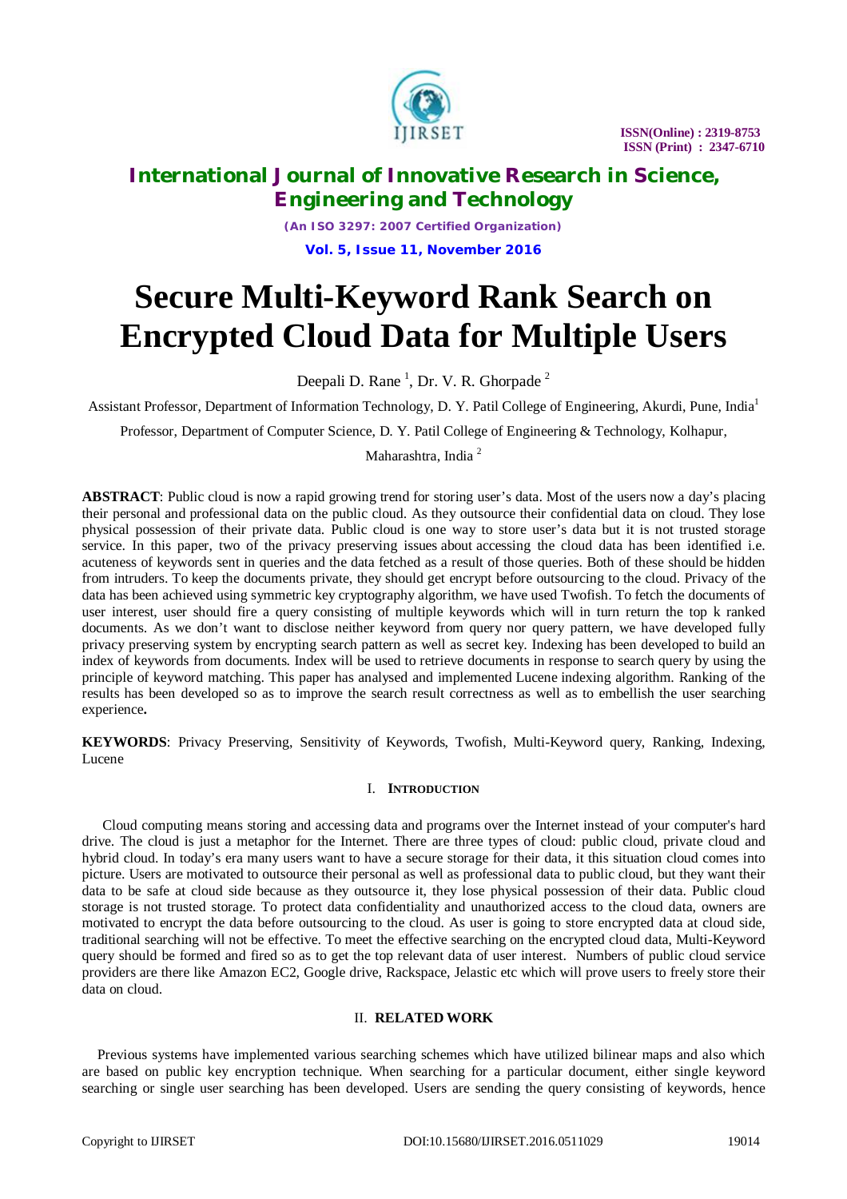# Secure Multi-Keyword Rank Search on Encrypted Cloud Data for Multiple Users

Deepali D. Rane [1], Dr. V. R. Ghorpade [2]

Assistant Professor, Department of Information Technology, D. Y. Patil College of Engineering, Akurdi, Pune, India[1]

Professor, Department of Computer Science, D. Y. Patil College of Engineering & Technology, Kolhapur, Maharashtra, India [2]

**ABSTRACT**: Public cloud is now a rapid growing trend for storing user's data. Most of the users now a day's placing their personal and professional data on the public cloud. As they outsource their confidential data on cloud. They lose physical possession of their private data. Public cloud is one way to store user's data but it is not trusted storage service. In this paper, two of the privacy preserving issues about accessing the cloud data has been identified i.e. acuteness of keywords sent in queries and the data fetched as a result of those queries. Both of these should be hidden from intruders. To keep the documents private, they should get encrypt before outsourcing to the cloud. Privacy of the data has been achieved using symmetric key cryptography algorithm, we have used Twofish. To fetch the documents of user interest, user should fire a query consisting of multiple keywords which will in turn return the top k ranked documents. As we don't want to disclose neither keyword from query nor query pattern, we have developed fully privacy preserving system by encrypting search pattern as well as secret key. Indexing has been developed to build an index of keywords from documents. Index will be used to retrieve documents in response to search query by using the principle of keyword matching. This paper has analysed and implemented Lucene indexing algorithm. Ranking of the results has been developed so as to improve the search result correctness as well as to embellish the user searching experience**.**

**KEYWORDS**: Privacy Preserving, Sensitivity of Keywords, Twofish, Multi-Keyword query, Ranking, Indexing, Lucene

## I. INTRODUCTION

Cloud computing means storing and accessing data and programs over the Internet instead of your computer's hard drive. The cloud is just a metaphor for the Internet. There are three types of cloud: public cloud, private cloud and hybrid cloud. In today's era many users want to have a secure storage for their data, it this situation cloud comes into picture. Users are motivated to outsource their personal as well as professional data to public cloud, but they want their data to be safe at cloud side because as they outsource it, they lose physical possession of their data. Public cloud storage is not trusted storage. To protect data confidentiality and unauthorized access to the cloud data, owners are motivated to encrypt the data before outsourcing to the cloud. As user is going to store encrypted data at cloud side, traditional searching will not be effective. To meet the effective searching on the encrypted cloud data, Multi-Keyword query should be formed and fired so as to get the top relevant data of user interest. Numbers of public cloud service providers are there like Amazon EC2, Google drive, Rackspace, Jelastic etc which will prove users to freely store their data on cloud.

## II. RELATED WORK

Previous systems have implemented various searching schemes which have utilized bilinear maps and also which are based on public key encryption technique. When searching for a particular document, either single keyword searching or single user searching has been developed. Users are sending the query consisting of keywords, hence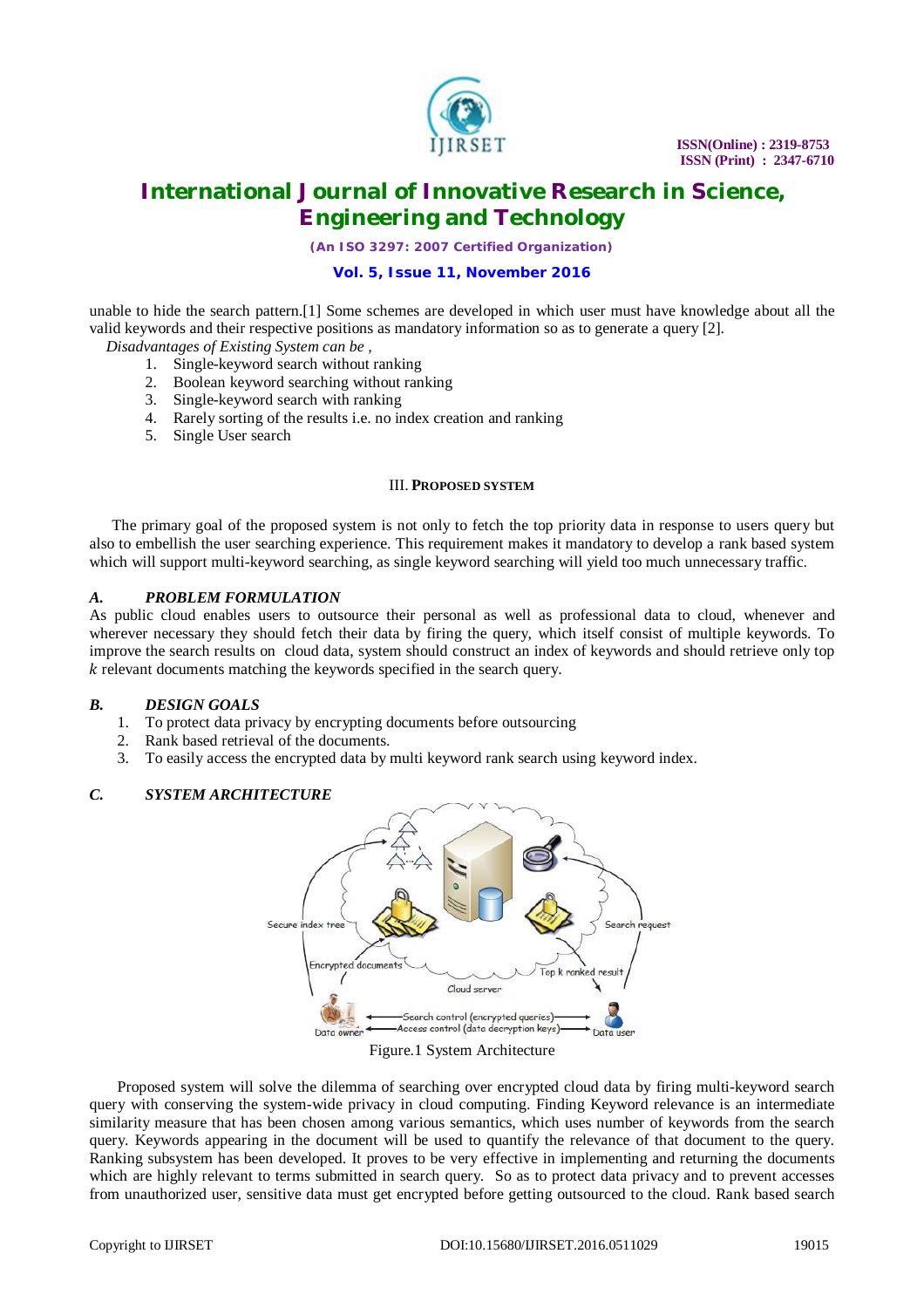unable to hide the search pattern.[1] Some schemes are developed in which user must have knowledge about all the valid keywords and their respective positions as mandatory information so as to generate a query [2].

*Disadvantages of Existing System can be ,*

1. Single-keyword search without ranking
2. Boolean keyword searching without ranking
3. Single-keyword search with ranking
4. Rarely sorting of the results i.e. no index creation and ranking
5. Single User search

## III. PROPOSED SYSTEM

The primary goal of the proposed system is not only to fetch the top priority data in response to users query but also to embellish the user searching experience. This requirement makes it mandatory to develop a rank based system which will support multi-keyword searching, as single keyword searching will yield too much unnecessary traffic.

### *A. PROBLEM FORMULATION*

As public cloud enables users to outsource their personal as well as professional data to cloud, whenever and wherever necessary they should fetch their data by firing the query, which itself consist of multiple keywords. To improve the search results on cloud data, system should construct an index of keywords and should retrieve only top $k$ relevant documents matching the keywords specified in the search query.

### *B. DESIGN GOALS*

1. To protect data privacy by encrypting documents before outsourcing
2. Rank based retrieval of the documents.
3. To easily access the encrypted data by multi keyword rank search using keyword index.

### *C. SYSTEM ARCHITECTURE*

Figure.1 System Architecture

Proposed system will solve the dilemma of searching over encrypted cloud data by firing multi-keyword search query with conserving the system-wide privacy in cloud computing. Finding Keyword relevance is an intermediate similarity measure that has been chosen among various semantics, which uses number of keywords from the search query. Keywords appearing in the document will be used to quantify the relevance of that document to the query. Ranking subsystem has been developed. It proves to be very effective in implementing and returning the documents which are highly relevant to terms submitted in search query. So as to protect data privacy and to prevent accesses from unauthorized user, sensitive data must get encrypted before getting outsourced to the cloud. Rank based search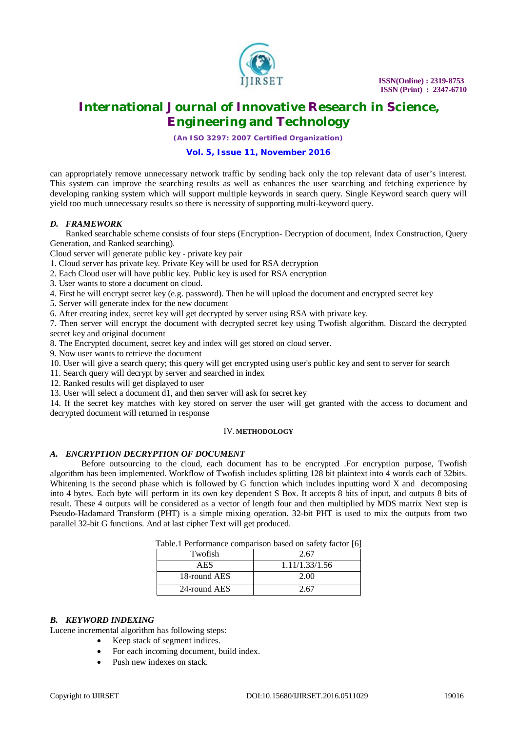can appropriately remove unnecessary network traffic by sending back only the top relevant data of user's interest. This system can improve the searching results as well as enhances the user searching and fetching experience by developing ranking system which will support multiple keywords in search query. Single Keyword search query will yield too much unnecessary results so there is necessity of supporting multi-keyword query.

### *D. FRAMEWORK*

Ranked searchable scheme consists of four steps (Encryption- Decryption of document, Index Construction, Query Generation, and Ranked searching).

Cloud server will generate public key - private key pair

1. Cloud server has private key. Private Key will be used for RSA decryption
2. Each Cloud user will have public key. Public key is used for RSA encryption
3. User wants to store a document on cloud.
4. First he will encrypt secret key (e.g. password). Then he will upload the document and encrypted secret key
5. Server will generate index for the new document
6. After creating index, secret key will get decrypted by server using RSA with private key.
7. Then server will encrypt the document with decrypted secret key using Twofish algorithm. Discard the decrypted secret key and original document
8. The Encrypted document, secret key and index will get stored on cloud server.
9. Now user wants to retrieve the document
10. User will give a search query; this query will get encrypted using user's public key and sent to server for search
11. Search query will decrypt by server and searched in index
12. Ranked results will get displayed to user
13. User will select a document d1, and then server will ask for secret key
14. If the secret key matches with key stored on server the user will get granted with the access to document and decrypted document will returned in response

## IV. METHODOLOGY

### *A. ENCRYPTION DECRYPTION OF DOCUMENT*

Before outsourcing to the cloud, each document has to be encrypted .For encryption purpose, Twofish algorithm has been implemented. Workflow of Twofish includes splitting 128 bit plaintext into 4 words each of 32bits. Whitening is the second phase which is followed by G function which includes inputting word X and decomposing into 4 bytes. Each byte will perform in its own key dependent S Box. It accepts 8 bits of input, and outputs 8 bits of result. These 4 outputs will be considered as a vector of length four and then multiplied by MDS matrix Next step is Pseudo-Hadamard Transform (PHT) is a simple mixing operation. 32-bit PHT is used to mix the outputs from two parallel 32-bit G functions. And at last cipher Text will get produced.

Table.1 Performance comparison based on safety factor [6]

| Twofish | 2.67 |
|---|---|
| AES | 1.11/1.33/1.56 |
| 18-round AES | 2.00 |
| 24-round AES | 2.67 |

### *B. KEYWORD INDEXING*

Lucene incremental algorithm has following steps:

- Keep stack of segment indices.
- For each incoming document, build index.
- Push new indexes on stack.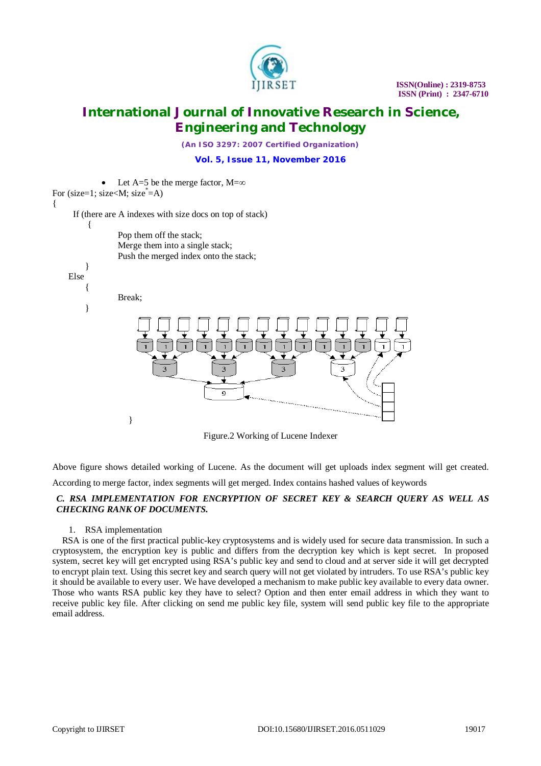- Let A=5 be the merge factor, M=∞

```
For (size=1; size<M; size*=A)
{
    If (there are A indexes with size docs on top of stack)
    {
        Pop them off the stack;
        Merge them into a single stack;
        Push the merged index onto the stack;
    }
    Else
    {
        Break;
    }
}
```

Figure.2 Working of Lucene Indexer

Above figure shows detailed working of Lucene. As the document will get uploads index segment will get created. According to merge factor, index segments will get merged. Index contains hashed values of keywords

### *C. RSA IMPLEMENTATION FOR ENCRYPTION OF SECRET KEY & SEARCH QUERY AS WELL AS CHECKING RANK OF DOCUMENTS.*

1. RSA implementation

RSA is one of the first practical public-key cryptosystems and is widely used for secure data transmission. In such a cryptosystem, the encryption key is public and differs from the decryption key which is kept secret. In proposed system, secret key will get encrypted using RSA's public key and send to cloud and at server side it will get decrypted to encrypt plain text. Using this secret key and search query will not get violated by intruders. To use RSA's public key it should be available to every user. We have developed a mechanism to make public key available to every data owner. Those who wants RSA public key they have to select? Option and then enter email address in which they want to receive public key file. After clicking on send me public key file, system will send public key file to the appropriate email address.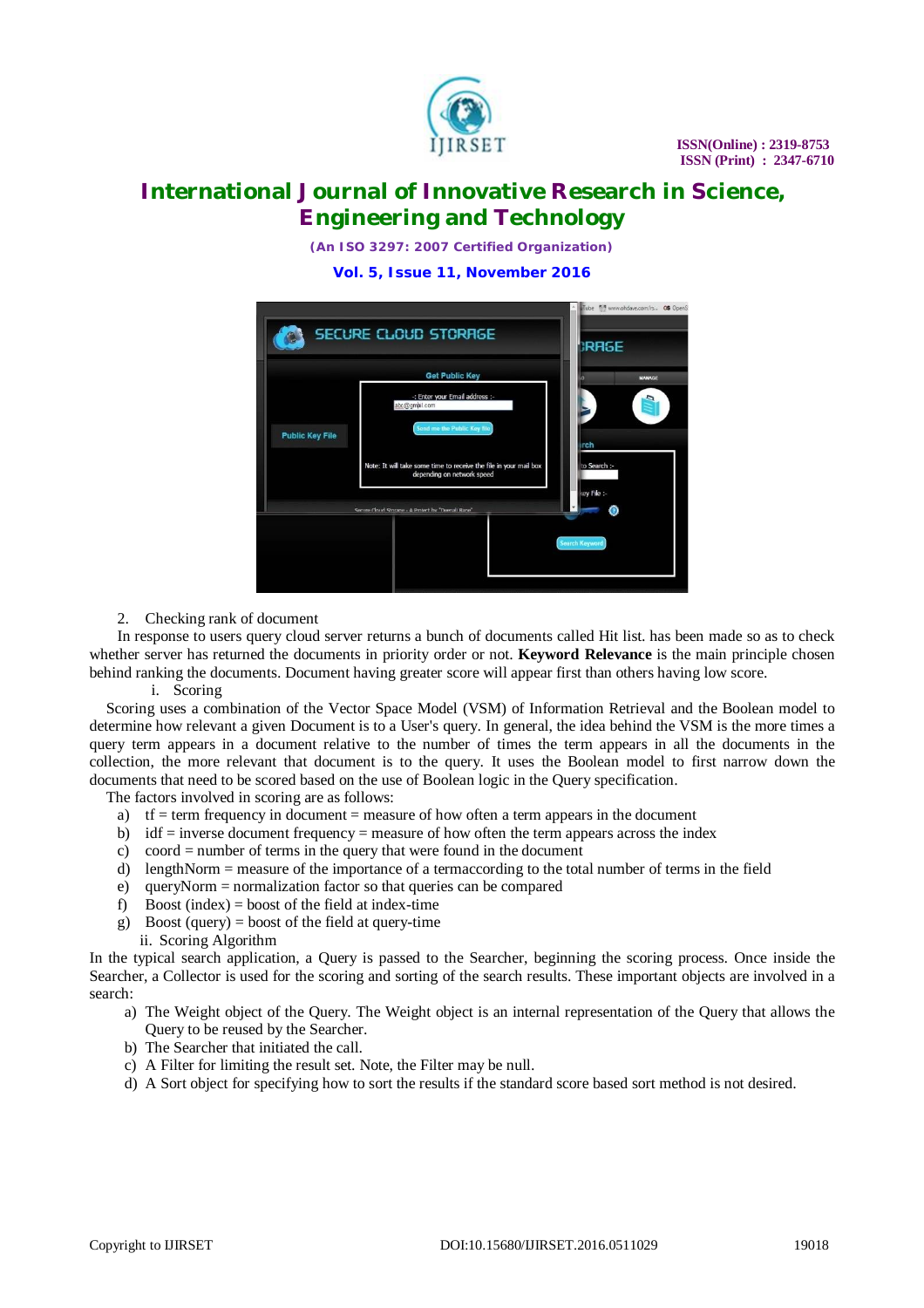2. Checking rank of document

In response to users query cloud server returns a bunch of documents called Hit list. has been made so as to check whether server has returned the documents in priority order or not. **Keyword Relevance** is the main principle chosen behind ranking the documents. Document having greater score will appear first than others having low score.

i. Scoring

Scoring uses a combination of the Vector Space Model (VSM) of Information Retrieval and the Boolean model to determine how relevant a given Document is to a User's query. In general, the idea behind the VSM is the more times a query term appears in a document relative to the number of times the term appears in all the documents in the collection, the more relevant that document is to the query. It uses the Boolean model to first narrow down the documents that need to be scored based on the use of Boolean logic in the Query specification.

The factors involved in scoring are as follows:

a) tf = term frequency in document = measure of how often a term appears in the document
b) idf = inverse document frequency = measure of how often the term appears across the index
c) coord = number of terms in the query that were found in the document
d) lengthNorm = measure of the importance of a termaccording to the total number of terms in the field
e) queryNorm = normalization factor so that queries can be compared
f) Boost (index) = boost of the field at index-time
g) Boost (query) = boost of the field at query-time

ii. Scoring Algorithm

In the typical search application, a Query is passed to the Searcher, beginning the scoring process. Once inside the Searcher, a Collector is used for the scoring and sorting of the search results. These important objects are involved in a search:

a) The Weight object of the Query. The Weight object is an internal representation of the Query that allows the Query to be reused by the Searcher.
b) The Searcher that initiated the call.
c) A Filter for limiting the result set. Note, the Filter may be null.
d) A Sort object for specifying how to sort the results if the standard score based sort method is not desired.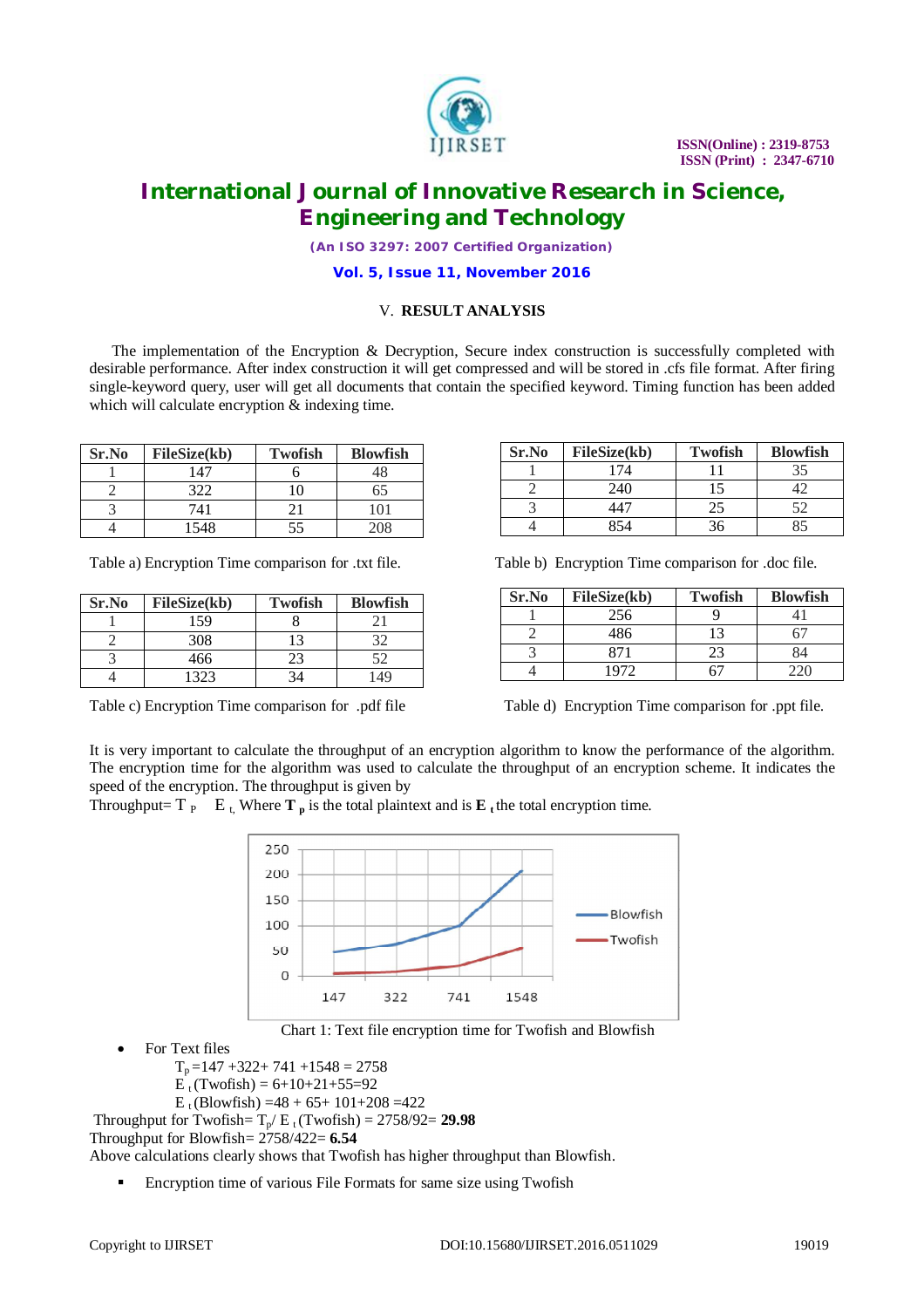## V. RESULT ANALYSIS

The implementation of the Encryption & Decryption, Secure index construction is successfully completed with desirable performance. After index construction it will get compressed and will be stored in .cfs file format. After firing single-keyword query, user will get all documents that contain the specified keyword. Timing function has been added which will calculate encryption & indexing time.

| Sr.No | FileSize(kb) | Twofish | Blowfish |
|---|---|---|---|
| 1 | 147 | 6 | 48 |
| 2 | 322 | 10 | 65 |
| 3 | 741 | 21 | 101 |
| 4 | 1548 | 55 | 208 |

Table a) Encryption Time comparison for .txt file.

| Sr.No | FileSize(kb) | Twofish | Blowfish |
|---|---|---|---|
| 1 | 174 | 11 | 35 |
| 2 | 240 | 15 | 42 |
| 3 | 447 | 25 | 52 |
| 4 | 854 | 36 | 85 |

Table b) Encryption Time comparison for .doc file.

| Sr.No | FileSize(kb) | Twofish | Blowfish |
|---|---|---|---|
| 1 | 159 | 8 | 21 |
| 2 | 308 | 13 | 32 |
| 3 | 466 | 23 | 52 |
| 4 | 1323 | 34 | 149 |

Table c) Encryption Time comparison for .pdf file

| Sr.No | FileSize(kb) | Twofish | Blowfish |
|---|---|---|---|
| 1 | 256 | 9 | 41 |
| 2 | 486 | 13 | 67 |
| 3 | 871 | 23 | 84 |
| 4 | 1972 | 67 | 220 |

Table d) Encryption Time comparison for .ppt file.

It is very important to calculate the throughput of an encryption algorithm to know the performance of the algorithm. The encryption time for the algorithm was used to calculate the throughput of an encryption scheme. It indicates the speed of the encryption. The throughput is given by

Throughput= $T_P$ $E_t$ Where $\mathbf{T_p}$ is the total plaintext and is $\mathbf{E_t}$ the total encryption time.

Chart 1: Text file encryption time for Twofish and Blowfish

- For Text files

  $T_p$ =147 +322+ 741 +1548 = 2758

  $E_t$ (Twofish) = 6+10+21+55=92

  $E_t$ (Blowfish) =48 + 65+ 101+208 =422

Throughput for Twofish= $T_p$/ $E_t$ (Twofish) = 2758/92= **29.98**

Throughput for Blowfish= 2758/422= **6.54**

Above calculations clearly shows that Twofish has higher throughput than Blowfish.

- Encryption time of various File Formats for same size using Twofish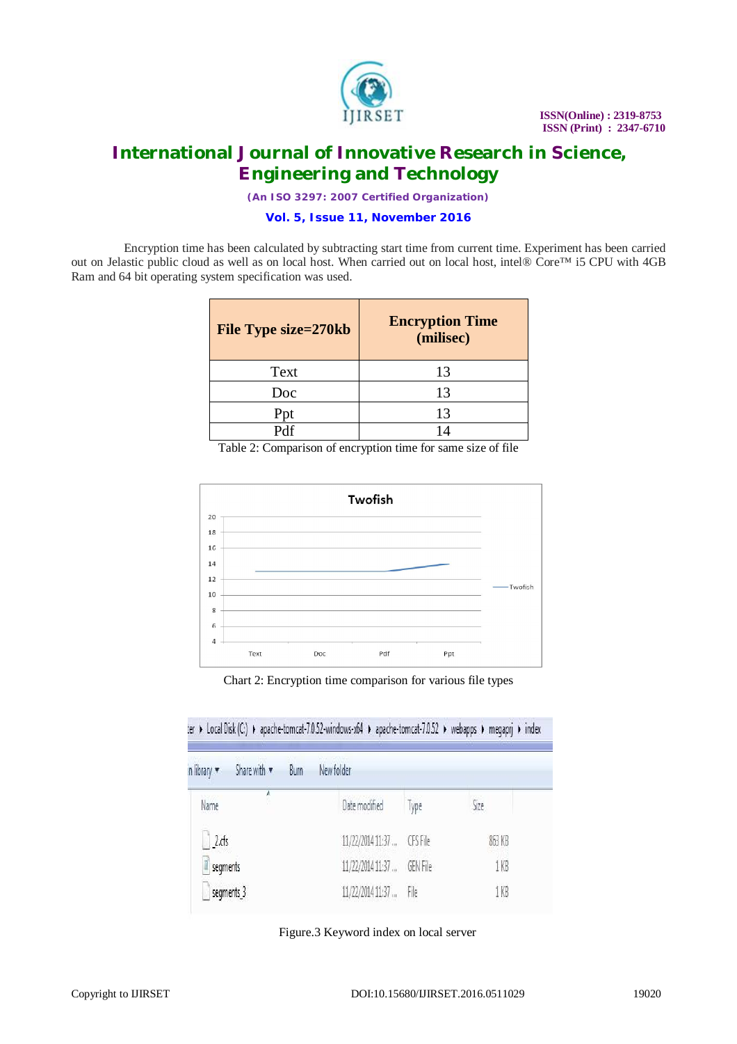Encryption time has been calculated by subtracting start time from current time. Experiment has been carried out on Jelastic public cloud as well as on local host. When carried out on local host, intel® Core™ i5 CPU with 4GB Ram and 64 bit operating system specification was used.

| File Type size=270kb | Encryption Time (milisec) |
|---|---|
| Text | 13 |
| Doc | 13 |
| Ppt | 13 |
| Pdf | 14 |

Table 2: Comparison of encryption time for same size of file

Chart 2: Encryption time comparison for various file types

Figure.3 Keyword index on local server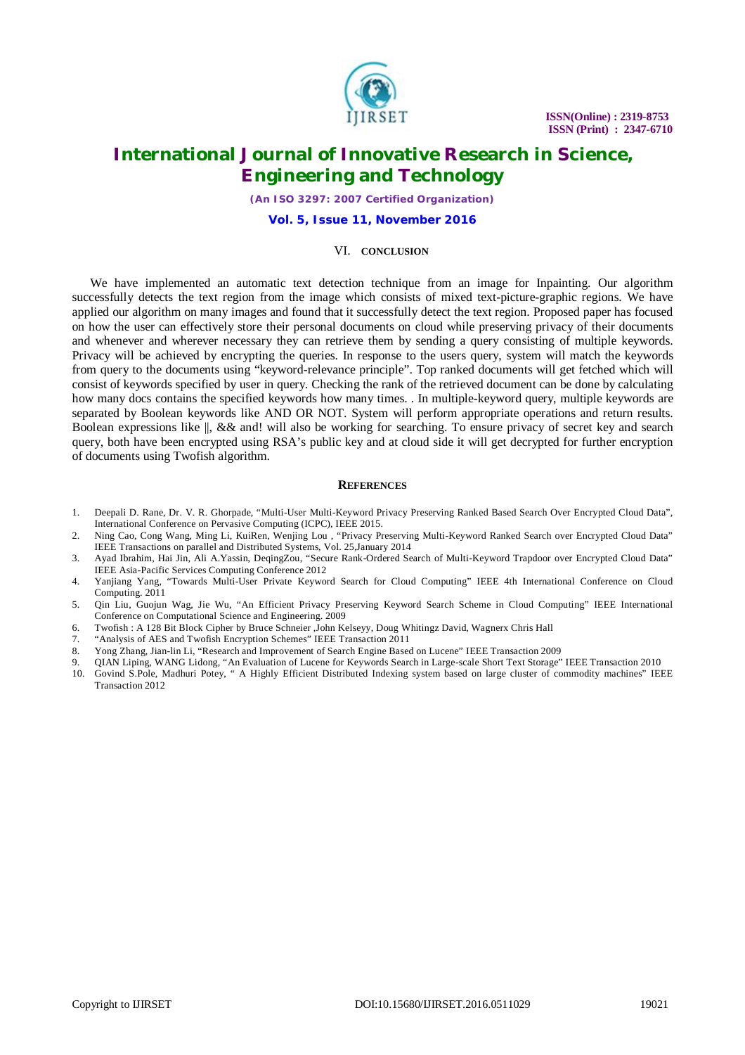## VI. CONCLUSION

We have implemented an automatic text detection technique from an image for Inpainting. Our algorithm successfully detects the text region from the image which consists of mixed text-picture-graphic regions. We have applied our algorithm on many images and found that it successfully detect the text region. Proposed paper has focused on how the user can effectively store their personal documents on cloud while preserving privacy of their documents and whenever and wherever necessary they can retrieve them by sending a query consisting of multiple keywords. Privacy will be achieved by encrypting the queries. In response to the users query, system will match the keywords from query to the documents using "keyword-relevance principle". Top ranked documents will get fetched which will consist of keywords specified by user in query. Checking the rank of the retrieved document can be done by calculating how many docs contains the specified keywords how many times. . In multiple-keyword query, multiple keywords are separated by Boolean keywords like AND OR NOT. System will perform appropriate operations and return results. Boolean expressions like ||, && and! will also be working for searching. To ensure privacy of secret key and search query, both have been encrypted using RSA's public key and at cloud side it will get decrypted for further encryption of documents using Twofish algorithm.

## REFERENCES

1. Deepali D. Rane, Dr. V. R. Ghorpade, "Multi-User Multi-Keyword Privacy Preserving Ranked Based Search Over Encrypted Cloud Data", International Conference on Pervasive Computing (ICPC), IEEE 2015.
2. Ning Cao, Cong Wang, Ming Li, KuiRen, Wenjing Lou , "Privacy Preserving Multi-Keyword Ranked Search over Encrypted Cloud Data" IEEE Transactions on parallel and Distributed Systems, Vol. 25,January 2014
3. Ayad Ibrahim, Hai Jin, Ali A.Yassin, DeqingZou, "Secure Rank-Ordered Search of Multi-Keyword Trapdoor over Encrypted Cloud Data" IEEE Asia-Pacific Services Computing Conference 2012
4. Yanjiang Yang, "Towards Multi-User Private Keyword Search for Cloud Computing" IEEE 4th International Conference on Cloud Computing. 2011
5. Qin Liu, Guojun Wag, Jie Wu, "An Efficient Privacy Preserving Keyword Search Scheme in Cloud Computing" IEEE International Conference on Computational Science and Engineering. 2009
6. Twofish : A 128 Bit Block Cipher by Bruce Schneier ,John Kelseyy, Doug Whitingz David, Wagnerx Chris Hall
7. "Analysis of AES and Twofish Encryption Schemes" IEEE Transaction 2011
8. Yong Zhang, Jian-lin Li, "Research and Improvement of Search Engine Based on Lucene" IEEE Transaction 2009
9. QIAN Liping, WANG Lidong, "An Evaluation of Lucene for Keywords Search in Large-scale Short Text Storage" IEEE Transaction 2010
10. Govind S.Pole, Madhuri Potey, " A Highly Efficient Distributed Indexing system based on large cluster of commodity machines" IEEE Transaction 2012